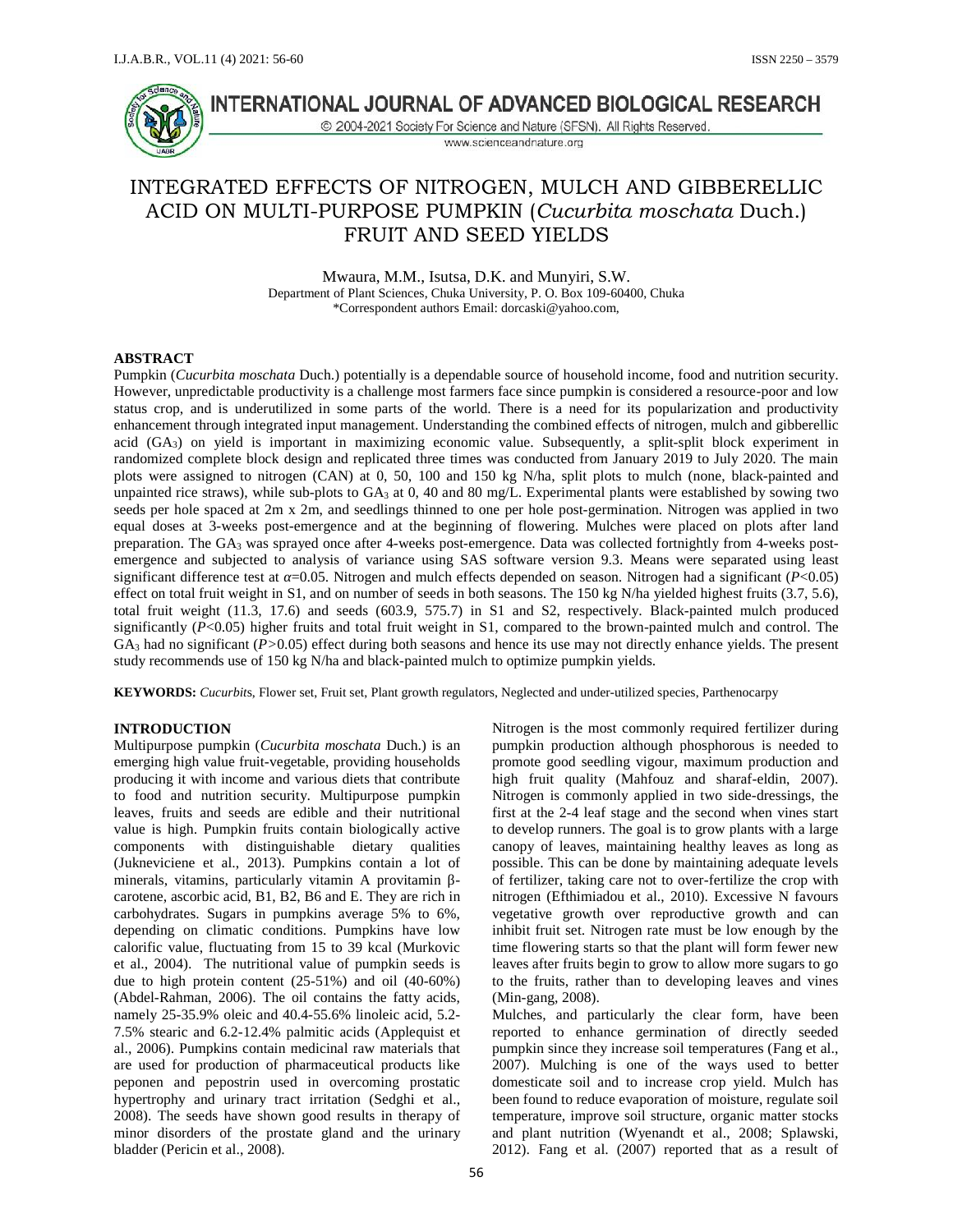# INTEGRATED EFFECTS OF NITROGEN, MULCH AND GIBBERELLIC ACID ON MULTI-PURPOSE PUMPKIN (*Cucurbita moschata* Duch.) FRUIT AND SEED YIELDS

Mwaura, M.M., Isutsa, D.K. and Munyiri, S.W.

Department of Plant Sciences, Chuka University, P. O. Box 109-60400, Chuka

*Correspondent authors Email: dorcaski@yahoo.com,

## ABSTRACT

Pumpkin (*Cucurbita moschata* Duch.) potentially is a dependable source of household income, food and nutrition security. However, unpredictable productivity is a challenge most farmers face since pumpkin is considered a resource-poor and low status crop, and is underutilized in some parts of the world. There is a need for its popularization and productivity enhancement through integrated input management. Understanding the combined effects of nitrogen, mulch and gibberellic acid ($GA_3$) on yield is important in maximizing economic value. Subsequently, a split-split block experiment in randomized complete block design and replicated three times was conducted from January 2019 to July 2020. The main plots were assigned to nitrogen (CAN) at 0, 50, 100 and 150 kg N/ha, split plots to mulch (none, black-painted and unpainted rice straws), while sub-plots to $GA_3$ at 0, 40 and 80 mg/L. Experimental plants were established by sowing two seeds per hole spaced at 2m x 2m, and seedlings thinned to one per hole post-germination. Nitrogen was applied in two equal doses at 3-weeks post-emergence and at the beginning of flowering. Mulches were placed on plots after land preparation. The $GA_3$ was sprayed once after 4-weeks post-emergence. Data was collected fortnightly from 4-weeks post-emergence and subjected to analysis of variance using SAS software version 9.3. Means were separated using least significant difference test at $\alpha$=0.05. Nitrogen and mulch effects depended on season. Nitrogen had a significant ($P$<0.05) effect on total fruit weight in S1, and on number of seeds in both seasons. The 150 kg N/ha yielded highest fruits (3.7, 5.6), total fruit weight (11.3, 17.6) and seeds (603.9, 575.7) in S1 and S2, respectively. Black-painted mulch produced significantly ($P$<0.05) higher fruits and total fruit weight in S1, compared to the brown-painted mulch and control. The $GA_3$ had no significant ($P$>0.05) effect during both seasons and hence its use may not directly enhance yields. The present study recommends use of 150 kg N/ha and black-painted mulch to optimize pumpkin yields.

**KEYWORDS:** *Cucurbit*s, Flower set, Fruit set, Plant growth regulators, Neglected and under-utilized species, Parthenocarpy

## INTRODUCTION

Multipurpose pumpkin (*Cucurbita moschata* Duch.) is an emerging high value fruit-vegetable, providing households producing it with income and various diets that contribute to food and nutrition security. Multipurpose pumpkin leaves, fruits and seeds are edible and their nutritional value is high. Pumpkin fruits contain biologically active components with distinguishable dietary qualities (Jukneviciene et al., 2013). Pumpkins contain a lot of minerals, vitamins, particularly vitamin A provitamin β-carotene, ascorbic acid, B1, B2, B6 and E. They are rich in carbohydrates. Sugars in pumpkins average 5% to 6%, depending on climatic conditions. Pumpkins have low calorific value, fluctuating from 15 to 39 kcal (Murkovic et al., 2004). The nutritional value of pumpkin seeds is due to high protein content (25-51%) and oil (40-60%) (Abdel-Rahman, 2006). The oil contains the fatty acids, namely 25-35.9% oleic and 40.4-55.6% linoleic acid, 5.2-7.5% stearic and 6.2-12.4% palmitic acids (Applequist et al., 2006). Pumpkins contain medicinal raw materials that are used for production of pharmaceutical products like peponen and pepostrin used in overcoming prostatic hypertrophy and urinary tract irritation (Sedghi et al., 2008). The seeds have shown good results in therapy of minor disorders of the prostate gland and the urinary bladder (Pericin et al., 2008).

Nitrogen is the most commonly required fertilizer during pumpkin production although phosphorous is needed to promote good seedling vigour, maximum production and high fruit quality (Mahfouz and sharaf-eldin, 2007). Nitrogen is commonly applied in two side-dressings, the first at the 2-4 leaf stage and the second when vines start to develop runners. The goal is to grow plants with a large canopy of leaves, maintaining healthy leaves as long as possible. This can be done by maintaining adequate levels of fertilizer, taking care not to over-fertilize the crop with nitrogen (Efthimiadou et al., 2010). Excessive N favours vegetative growth over reproductive growth and can inhibit fruit set. Nitrogen rate must be low enough by the time flowering starts so that the plant will form fewer new leaves after fruits begin to grow to allow more sugars to go to the fruits, rather than to developing leaves and vines (Min-gang, 2008).

Mulches, and particularly the clear form, have been reported to enhance germination of directly seeded pumpkin since they increase soil temperatures (Fang et al., 2007). Mulching is one of the ways used to better domesticate soil and to increase crop yield. Mulch has been found to reduce evaporation of moisture, regulate soil temperature, improve soil structure, organic matter stocks and plant nutrition (Wyenandt et al., 2008; Splawski, 2012). Fang et al. (2007) reported that as a result of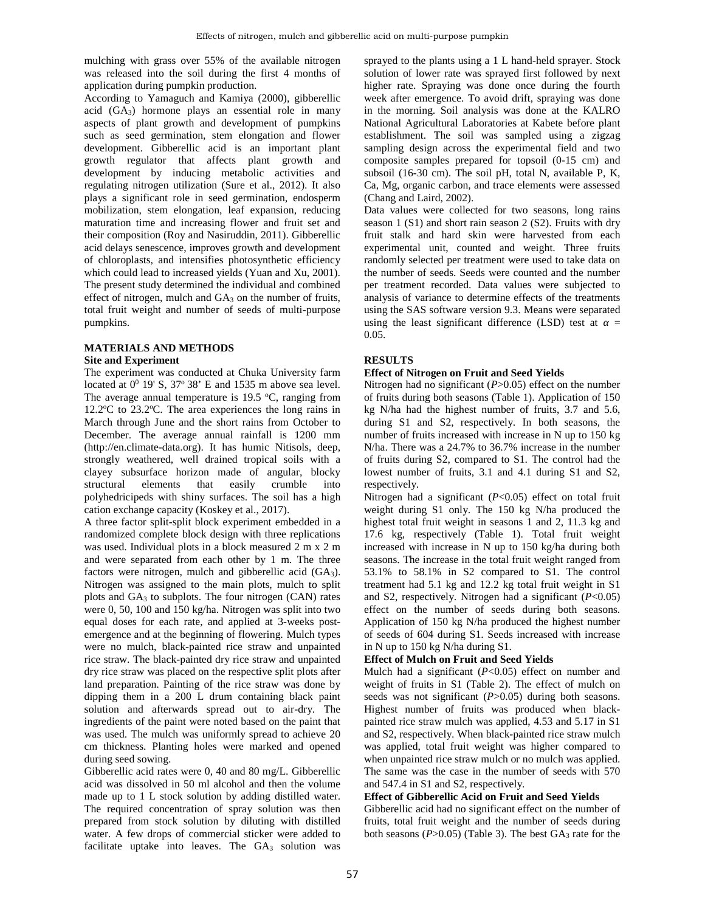mulching with grass over 55% of the available nitrogen was released into the soil during the first 4 months of application during pumpkin production.

According to Yamaguch and Kamiya (2000), gibberellic acid ($GA_3$) hormone plays an essential role in many aspects of plant growth and development of pumpkins such as seed germination, stem elongation and flower development. Gibberellic acid is an important plant growth regulator that affects plant growth and development by inducing metabolic activities and regulating nitrogen utilization (Sure et al., 2012). It also plays a significant role in seed germination, endosperm mobilization, stem elongation, leaf expansion, reducing maturation time and increasing flower and fruit set and their composition (Roy and Nasiruddin, 2011). Gibberellic acid delays senescence, improves growth and development of chloroplasts, and intensifies photosynthetic efficiency which could lead to increased yields (Yuan and Xu, 2001). The present study determined the individual and combined effect of nitrogen, mulch and $GA_3$ on the number of fruits, total fruit weight and number of seeds of multi-purpose pumpkins.

## MATERIALS AND METHODS

### Site and Experiment

The experiment was conducted at Chuka University farm located at $0^0$ 19' S, $37^o$ 38' E and 1535 m above sea level. The average annual temperature is 19.5 $^o$C, ranging from 12.2ºC to 23.2ºC. The area experiences the long rains in March through June and the short rains from October to December. The average annual rainfall is 1200 mm (http://en.climate-data.org). It has humic Nitisols, deep, strongly weathered, well drained tropical soils with a clayey subsurface horizon made of angular, blocky structural elements that easily crumble into polyhedricipeds with shiny surfaces. The soil has a high cation exchange capacity (Koskey et al., 2017).

A three factor split-split block experiment embedded in a randomized complete block design with three replications was used. Individual plots in a block measured 2 m x 2 m and were separated from each other by 1 m. The three factors were nitrogen, mulch and gibberellic acid ($GA_3$). Nitrogen was assigned to the main plots, mulch to split plots and $GA_3$ to subplots. The four nitrogen (CAN) rates were 0, 50, 100 and 150 kg/ha. Nitrogen was split into two equal doses for each rate, and applied at 3-weeks post-emergence and at the beginning of flowering. Mulch types were no mulch, black-painted rice straw and unpainted rice straw. The black-painted dry rice straw and unpainted dry rice straw was placed on the respective split plots after land preparation. Painting of the rice straw was done by dipping them in a 200 L drum containing black paint solution and afterwards spread out to air-dry. The ingredients of the paint were noted based on the paint that was used. The mulch was uniformly spread to achieve 20 cm thickness. Planting holes were marked and opened during seed sowing.

Gibberellic acid rates were 0, 40 and 80 mg/L. Gibberellic acid was dissolved in 50 ml alcohol and then the volume made up to 1 L stock solution by adding distilled water. The required concentration of spray solution was then prepared from stock solution by diluting with distilled water. A few drops of commercial sticker were added to facilitate uptake into leaves. The $GA_3$ solution was sprayed to the plants using a 1 L hand-held sprayer. Stock solution of lower rate was sprayed first followed by next higher rate. Spraying was done once during the fourth week after emergence. To avoid drift, spraying was done in the morning. Soil analysis was done at the KALRO National Agricultural Laboratories at Kabete before plant establishment. The soil was sampled using a zigzag sampling design across the experimental field and two composite samples prepared for topsoil (0-15 cm) and subsoil (16-30 cm). The soil pH, total N, available P, K, Ca, Mg, organic carbon, and trace elements were assessed (Chang and Laird, 2002).

Data values were collected for two seasons, long rains season 1 (S1) and short rain season 2 (S2). Fruits with dry fruit stalk and hard skin were harvested from each experimental unit, counted and weight. Three fruits randomly selected per treatment were used to take data on the number of seeds. Seeds were counted and the number per treatment recorded. Data values were subjected to analysis of variance to determine effects of the treatments using the SAS software version 9.3. Means were separated using the least significant difference (LSD) test at $\alpha$ = 0.05.

## RESULTS

### Effect of Nitrogen on Fruit and Seed Yields

Nitrogen had no significant ($P$>0.05) effect on the number of fruits during both seasons (Table 1). Application of 150 kg N/ha had the highest number of fruits, 3.7 and 5.6, during S1 and S2, respectively. In both seasons, the number of fruits increased with increase in N up to 150 kg N/ha. There was a 24.7% to 36.7% increase in the number of fruits during S2, compared to S1. The control had the lowest number of fruits, 3.1 and 4.1 during S1 and S2, respectively.

Nitrogen had a significant ($P$<0.05) effect on total fruit weight during S1 only. The 150 kg N/ha produced the highest total fruit weight in seasons 1 and 2, 11.3 kg and 17.6 kg, respectively (Table 1). Total fruit weight increased with increase in N up to 150 kg/ha during both seasons. The increase in the total fruit weight ranged from 53.1% to 58.1% in S2 compared to S1. The control treatment had 5.1 kg and 12.2 kg total fruit weight in S1 and S2, respectively. Nitrogen had a significant ($P$<0.05) effect on the number of seeds during both seasons. Application of 150 kg N/ha produced the highest number of seeds of 604 during S1. Seeds increased with increase in N up to 150 kg N/ha during S1.

### Effect of Mulch on Fruit and Seed Yields

Mulch had a significant ($P$<0.05) effect on number and weight of fruits in S1 (Table 2). The effect of mulch on seeds was not significant ($P$>0.05) during both seasons. Highest number of fruits was produced when black-painted rice straw mulch was applied, 4.53 and 5.17 in S1 and S2, respectively. When black-painted rice straw mulch was applied, total fruit weight was higher compared to when unpainted rice straw mulch or no mulch was applied. The same was the case in the number of seeds with 570 and 547.4 in S1 and S2, respectively.

### Effect of Gibberellic Acid on Fruit and Seed Yields

Gibberellic acid had no significant effect on the number of fruits, total fruit weight and the number of seeds during both seasons ($P$>0.05) (Table 3). The best $GA_3$ rate for the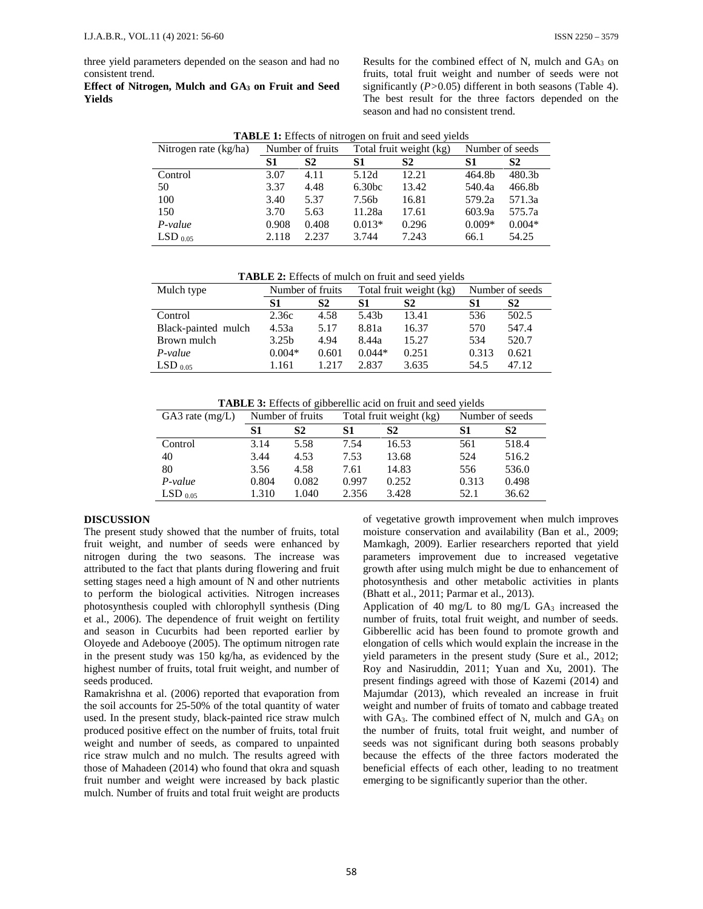three yield parameters depended on the season and had no consistent trend.

**Effect of Nitrogen, Mulch and $GA_3$ on Fruit and Seed Yields**

Results for the combined effect of N, mulch and $GA_3$ on fruits, total fruit weight and number of seeds were not significantly ($P>0.05$) different in both seasons (Table 4). The best result for the three factors depended on the season and had no consistent trend.

**TABLE 1:** Effects of nitrogen on fruit and seed yields

| Nitrogen rate (kg/ha) | Number of fruits | | Total fruit weight (kg) | | Number of seeds | |
|---|---|---|---|---|---|---|
| | **S1** | **S2** | **S1** | **S2** | **S1** | **S2** |
| Control | 3.07 | 4.11 | 5.12d | 12.21 | 464.8b | 480.3b |
| 50 | 3.37 | 4.48 | 6.30bc | 13.42 | 540.4a | 466.8b |
| 100 | 3.40 | 5.37 | 7.56b | 16.81 | 579.2a | 571.3a |
| 150 | 3.70 | 5.63 | 11.28a | 17.61 | 603.9a | 575.7a |
| *P-value* | 0.908 | 0.408 | 0.013* | 0.296 | 0.009* | 0.004* |
| $LSD_{0.05}$ | 2.118 | 2.237 | 3.744 | 7.243 | 66.1 | 54.25 |

**TABLE 2:** Effects of mulch on fruit and seed yields

| Mulch type | Number of fruits | | Total fruit weight (kg) | | Number of seeds | |
|---|---|---|---|---|---|---|
| | **S1** | **S2** | **S1** | **S2** | **S1** | **S2** |
| Control | 2.36c | 4.58 | 5.43b | 13.41 | 536 | 502.5 |
| Black-painted mulch | 4.53a | 5.17 | 8.81a | 16.37 | 570 | 547.4 |
| Brown mulch | 3.25b | 4.94 | 8.44a | 15.27 | 534 | 520.7 |
| *P-value* | 0.004* | 0.601 | 0.044* | 0.251 | 0.313 | 0.621 |
| $LSD_{0.05}$ | 1.161 | 1.217 | 2.837 | 3.635 | 54.5 | 47.12 |

**TABLE 3:** Effects of gibberellic acid on fruit and seed yields

| GA3 rate (mg/L) | Number of fruits | | Total fruit weight (kg) | | Number of seeds | |
|---|---|---|---|---|---|---|
| | **S1** | **S2** | **S1** | **S2** | **S1** | **S2** |
| Control | 3.14 | 5.58 | 7.54 | 16.53 | 561 | 518.4 |
| 40 | 3.44 | 4.53 | 7.53 | 13.68 | 524 | 516.2 |
| 80 | 3.56 | 4.58 | 7.61 | 14.83 | 556 | 536.0 |
| *P-value* | 0.804 | 0.082 | 0.997 | 0.252 | 0.313 | 0.498 |
| $LSD_{0.05}$ | 1.310 | 1.040 | 2.356 | 3.428 | 52.1 | 36.62 |

## DISCUSSION

The present study showed that the number of fruits, total fruit weight, and number of seeds were enhanced by nitrogen during the two seasons. The increase was attributed to the fact that plants during flowering and fruit setting stages need a high amount of N and other nutrients to perform the biological activities. Nitrogen increases photosynthesis coupled with chlorophyll synthesis (Ding et al., 2006). The dependence of fruit weight on fertility and season in Cucurbits had been reported earlier by Oloyede and Adebooye (2005). The optimum nitrogen rate in the present study was 150 kg/ha, as evidenced by the highest number of fruits, total fruit weight, and number of seeds produced.

Ramakrishna et al. (2006) reported that evaporation from the soil accounts for 25-50% of the total quantity of water used. In the present study, black-painted rice straw mulch produced positive effect on the number of fruits, total fruit weight and number of seeds, as compared to unpainted rice straw mulch and no mulch. The results agreed with those of Mahadeen (2014) who found that okra and squash fruit number and weight were increased by back plastic mulch. Number of fruits and total fruit weight are products of vegetative growth improvement when mulch improves moisture conservation and availability (Ban et al., 2009; Mamkagh, 2009). Earlier researchers reported that yield parameters improvement due to increased vegetative growth after using mulch might be due to enhancement of photosynthesis and other metabolic activities in plants (Bhatt et al., 2011; Parmar et al., 2013).

Application of 40 mg/L to 80 mg/L $GA_3$ increased the number of fruits, total fruit weight, and number of seeds. Gibberellic acid has been found to promote growth and elongation of cells which would explain the increase in the yield parameters in the present study (Sure et al., 2012; Roy and Nasiruddin, 2011; Yuan and Xu, 2001). The present findings agreed with those of Kazemi (2014) and Majumdar (2013), which revealed an increase in fruit weight and number of fruits of tomato and cabbage treated with $GA_3$. The combined effect of N, mulch and $GA_3$ on the number of fruits, total fruit weight, and number of seeds was not significant during both seasons probably because the effects of the three factors moderated the beneficial effects of each other, leading to no treatment emerging to be significantly superior than the other.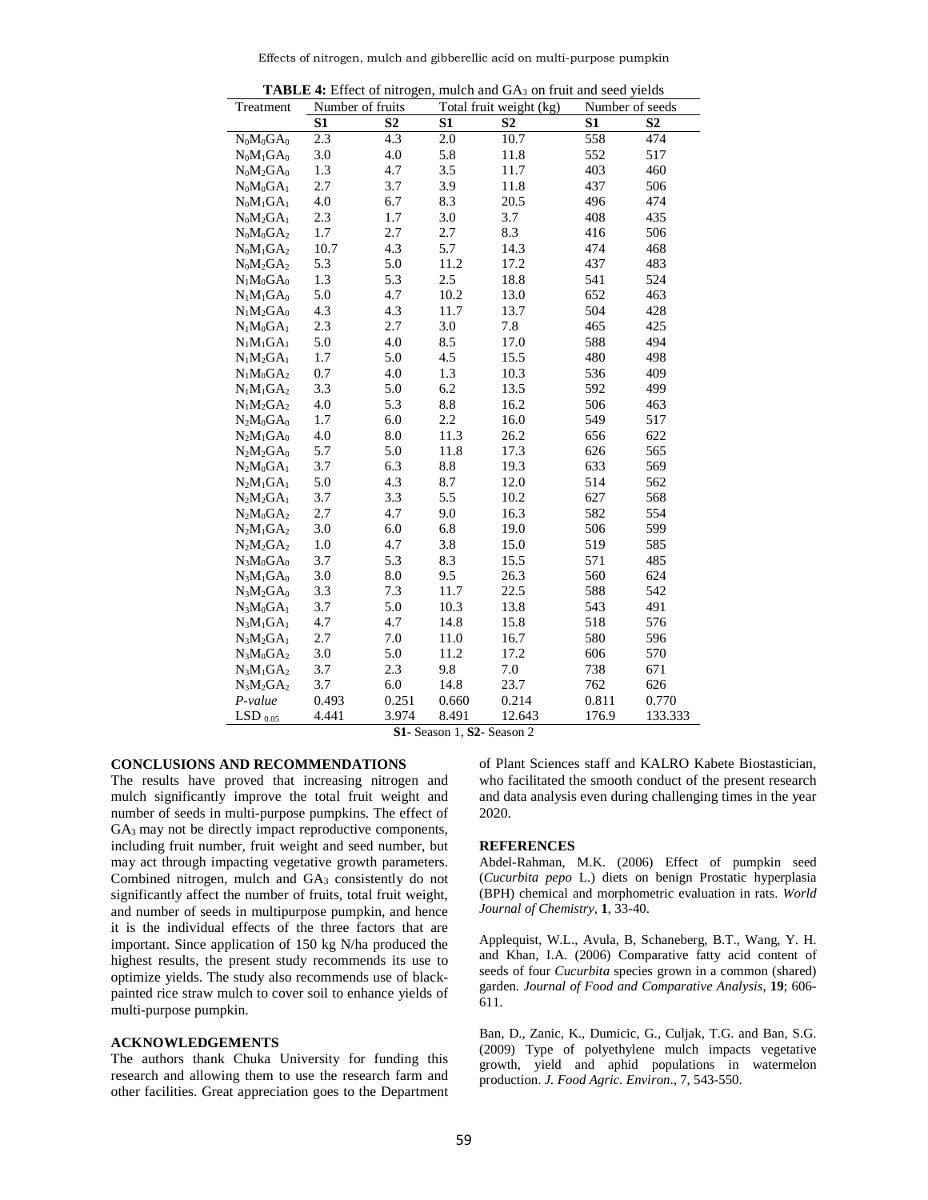**TABLE 4:** Effect of nitrogen, mulch and $GA_3$ on fruit and seed yields

| Treatment | Number of fruits | | Total fruit weight (kg) | | Number of seeds | |
|---|---|---|---|---|---|---|
| | **S1** | **S2** | **S1** | **S2** | **S1** | **S2** |
| $N_0M_0GA_0$ | 2.3 | 4.3 | 2.0 | 10.7 | 558 | 474 |
| $N_0M_1GA_0$ | 3.0 | 4.0 | 5.8 | 11.8 | 552 | 517 |
| $N_0M_2GA_0$ | 1.3 | 4.7 | 3.5 | 11.7 | 403 | 460 |
| $N_0M_0GA_1$ | 2.7 | 3.7 | 3.9 | 11.8 | 437 | 506 |
| $N_0M_1GA_1$ | 4.0 | 6.7 | 8.3 | 20.5 | 496 | 474 |
| $N_0M_2GA_1$ | 2.3 | 1.7 | 3.0 | 3.7 | 408 | 435 |
| $N_0M_0GA_2$ | 1.7 | 2.7 | 2.7 | 8.3 | 416 | 506 |
| $N_0M_1GA_2$ | 10.7 | 4.3 | 5.7 | 14.3 | 474 | 468 |
| $N_0M_2GA_2$ | 5.3 | 5.0 | 11.2 | 17.2 | 437 | 483 |
| $N_1M_0GA_0$ | 1.3 | 5.3 | 2.5 | 18.8 | 541 | 524 |
| $N_1M_1GA_0$ | 5.0 | 4.7 | 10.2 | 13.0 | 652 | 463 |
| $N_1M_2GA_0$ | 4.3 | 4.3 | 11.7 | 13.7 | 504 | 428 |
| $N_1M_0GA_1$ | 2.3 | 2.7 | 3.0 | 7.8 | 465 | 425 |
| $N_1M_1GA_1$ | 5.0 | 4.0 | 8.5 | 17.0 | 588 | 494 |
| $N_1M_2GA_1$ | 1.7 | 5.0 | 4.5 | 15.5 | 480 | 498 |
| $N_1M_0GA_2$ | 0.7 | 4.0 | 1.3 | 10.3 | 536 | 409 |
| $N_1M_1GA_2$ | 3.3 | 5.0 | 6.2 | 13.5 | 592 | 499 |
| $N_1M_2GA_2$ | 4.0 | 5.3 | 8.8 | 16.2 | 506 | 463 |
| $N_2M_0GA_0$ | 1.7 | 6.0 | 2.2 | 16.0 | 549 | 517 |
| $N_2M_1GA_0$ | 4.0 | 8.0 | 11.3 | 26.2 | 656 | 622 |
| $N_2M_2GA_0$ | 5.7 | 5.0 | 11.8 | 17.3 | 626 | 565 |
| $N_2M_0GA_1$ | 3.7 | 6.3 | 8.8 | 19.3 | 633 | 569 |
| $N_2M_1GA_1$ | 5.0 | 4.3 | 8.7 | 12.0 | 514 | 562 |
| $N_2M_2GA_1$ | 3.7 | 3.3 | 5.5 | 10.2 | 627 | 568 |
| $N_2M_0GA_2$ | 2.7 | 4.7 | 9.0 | 16.3 | 582 | 554 |
| $N_2M_1GA_2$ | 3.0 | 6.0 | 6.8 | 19.0 | 506 | 599 |
| $N_2M_2GA_2$ | 1.0 | 4.7 | 3.8 | 15.0 | 519 | 585 |
| $N_3M_0GA_0$ | 3.7 | 5.3 | 8.3 | 15.5 | 571 | 485 |
| $N_3M_1GA_0$ | 3.0 | 8.0 | 9.5 | 26.3 | 560 | 624 |
| $N_3M_2GA_0$ | 3.3 | 7.3 | 11.7 | 22.5 | 588 | 542 |
| $N_3M_0GA_1$ | 3.7 | 5.0 | 10.3 | 13.8 | 543 | 491 |
| $N_3M_1GA_1$ | 4.7 | 4.7 | 14.8 | 15.8 | 518 | 576 |
| $N_3M_2GA_1$ | 2.7 | 7.0 | 11.0 | 16.7 | 580 | 596 |
| $N_3M_0GA_2$ | 3.0 | 5.0 | 11.2 | 17.2 | 606 | 570 |
| $N_3M_1GA_2$ | 3.7 | 2.3 | 9.8 | 7.0 | 738 | 671 |
| $N_3M_2GA_2$ | 3.7 | 6.0 | 14.8 | 23.7 | 762 | 626 |
| *P-value* | 0.493 | 0.251 | 0.660 | 0.214 | 0.811 | 0.770 |
| $LSD_{0.05}$ | 4.441 | 3.974 | 8.491 | 12.643 | 176.9 | 133.333 |

**S1**- Season 1, **S2**- Season 2

## CONCLUSIONS AND RECOMMENDATIONS

The results have proved that increasing nitrogen and mulch significantly improve the total fruit weight and number of seeds in multi-purpose pumpkins. The effect of $GA_3$ may not be directly impact reproductive components, including fruit number, fruit weight and seed number, but may act through impacting vegetative growth parameters. Combined nitrogen, mulch and $GA_3$ consistently do not significantly affect the number of fruits, total fruit weight, and number of seeds in multipurpose pumpkin, and hence it is the individual effects of the three factors that are important. Since application of 150 kg N/ha produced the highest results, the present study recommends its use to optimize yields. The study also recommends use of black-painted rice straw mulch to cover soil to enhance yields of multi-purpose pumpkin.

## ACKNOWLEDGEMENTS

The authors thank Chuka University for funding this research and allowing them to use the research farm and other facilities. Great appreciation goes to the Department of Plant Sciences staff and KALRO Kabete Biostastician, who facilitated the smooth conduct of the present research and data analysis even during challenging times in the year 2020.

## REFERENCES

Abdel-Rahman, M.K. (2006) Effect of pumpkin seed (*Cucurbita pepo* L.) diets on benign Prostatic hyperplasia (BPH) chemical and morphometric evaluation in rats. *World Journal of Chemistry*, **1**, 33-40.

Applequist, W.L., Avula, B, Schaneberg, B.T., Wang, Y. H. and Khan, I.A. (2006) Comparative fatty acid content of seeds of four *Cucurbita* species grown in a common (shared) garden. *Journal of Food and Comparative Analysis*, **19**; 606-611.

Ban, D., Zanic, K., Dumicic, G., Culjak, T.G. and Ban, S.G. (2009) Type of polyethylene mulch impacts vegetative growth, yield and aphid populations in watermelon production. *J. Food Agric. Environ*., 7, 543-550.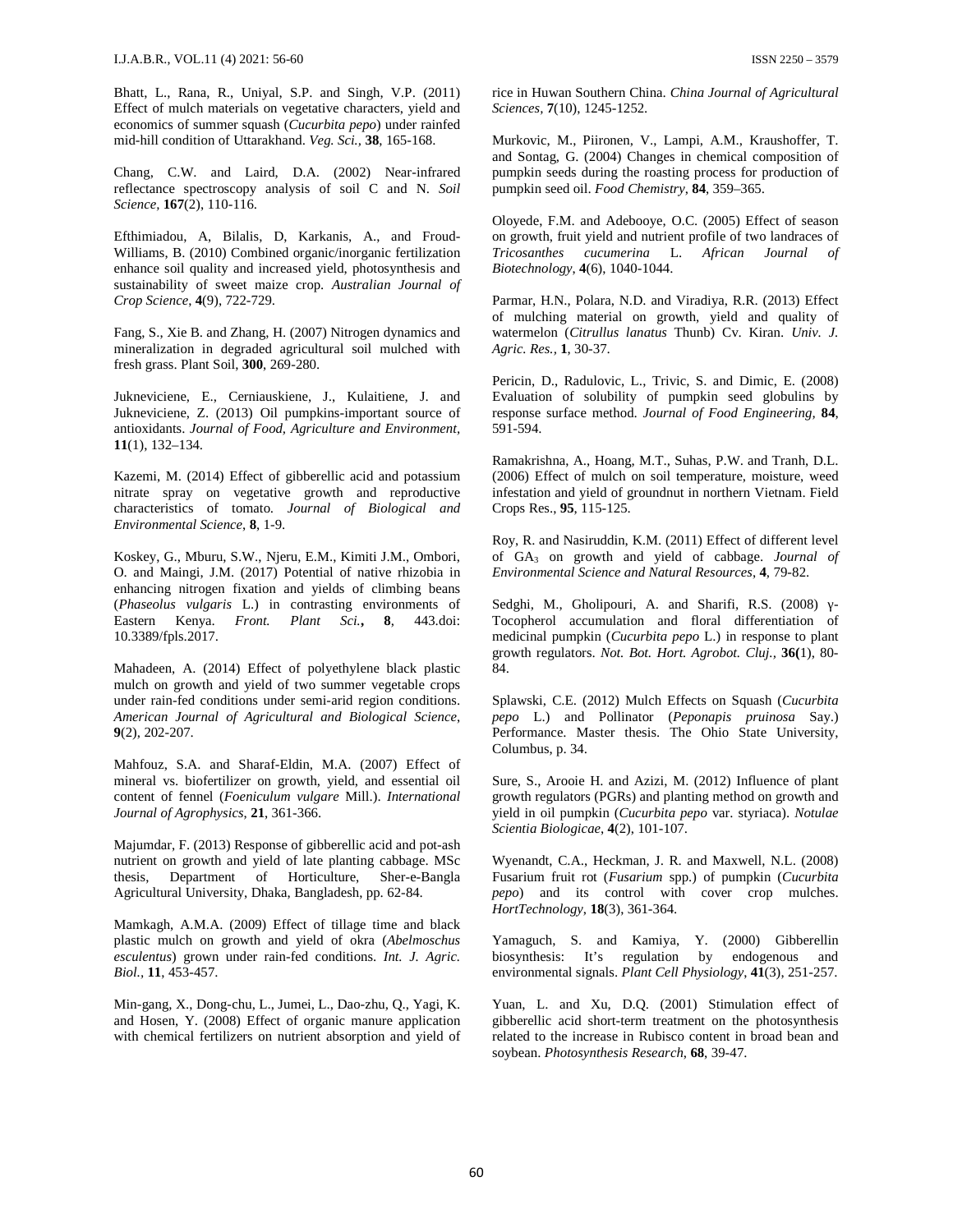Bhatt, L., Rana, R., Uniyal, S.P. and Singh, V.P. (2011) Effect of mulch materials on vegetative characters, yield and economics of summer squash (*Cucurbita pepo*) under rainfed mid-hill condition of Uttarakhand. *Veg. Sci.,* **38**, 165-168.

Chang, C.W. and Laird, D.A. (2002) Near-infrared reflectance spectroscopy analysis of soil C and N. *Soil Science,* **167**(2), 110-116.

Efthimiadou, A, Bilalis, D, Karkanis, A., and Froud-Williams, B. (2010) Combined organic/inorganic fertilization enhance soil quality and increased yield, photosynthesis and sustainability of sweet maize crop. *Australian Journal of Crop Science*, **4**(9), 722-729.

Fang, S., Xie B. and Zhang, H. (2007) Nitrogen dynamics and mineralization in degraded agricultural soil mulched with fresh grass. Plant Soil, **300**, 269-280.

Jukneviciene, E., Cerniauskiene, J., Kulaitiene, J. and Jukneviciene, Z. (2013) Oil pumpkins-important source of antioxidants. *Journal of Food, Agriculture and Environment,* **11**(1), 132–134.

Kazemi, M. (2014) Effect of gibberellic acid and potassium nitrate spray on vegetative growth and reproductive characteristics of tomato. *Journal of Biological and Environmental Science*, **8**, 1-9.

Koskey, G., Mburu, S.W., Njeru, E.M., Kimiti J.M., Ombori, O. and Maingi, J.M. (2017) Potential of native rhizobia in enhancing nitrogen fixation and yields of climbing beans (*Phaseolus vulgaris* L.) in contrasting environments of Eastern Kenya. *Front. Plant Sci.***,** **8**, 443.doi: 10.3389/fpls.2017.

Mahadeen, A. (2014) Effect of polyethylene black plastic mulch on growth and yield of two summer vegetable crops under rain-fed conditions under semi-arid region conditions. *American Journal of Agricultural and Biological Science*, **9**(2), 202-207.

Mahfouz, S.A. and Sharaf-Eldin, M.A. (2007) Effect of mineral vs. biofertilizer on growth, yield, and essential oil content of fennel (*Foeniculum vulgare* Mill.). *International Journal of Agrophysics*, **21**, 361-366.

Majumdar, F. (2013) Response of gibberellic acid and pot-ash nutrient on growth and yield of late planting cabbage. MSc thesis, Department of Horticulture, Sher-e-Bangla Agricultural University, Dhaka, Bangladesh, pp. 62-84.

Mamkagh, A.M.A. (2009) Effect of tillage time and black plastic mulch on growth and yield of okra (*Abelmoschus esculentus*) grown under rain-fed conditions. *Int. J. Agric. Biol.*, **11**, 453-457.

Min-gang, X., Dong-chu, L., Jumei, L., Dao-zhu, Q., Yagi, K. and Hosen, Y. (2008) Effect of organic manure application with chemical fertilizers on nutrient absorption and yield of rice in Huwan Southern China. *China Journal of Agricultural Sciences*, **7**(10), 1245-1252.

Murkovic, M., Piironen, V., Lampi, A.M., Kraushoffer, T. and Sontag, G. (2004) Changes in chemical composition of pumpkin seeds during the roasting process for production of pumpkin seed oil. *Food Chemistry*, **84**, 359–365.

Oloyede, F.M. and Adebooye, O.C. (2005) Effect of season on growth, fruit yield and nutrient profile of two landraces of *Tricosanthes cucumerina* L. *African Journal of Biotechnology*, **4**(6), 1040-1044.

Parmar, H.N., Polara, N.D. and Viradiya, R.R. (2013) Effect of mulching material on growth, yield and quality of watermelon (*Citrullus lanatus* Thunb) Cv. Kiran. *Univ. J. Agric. Res.,* **1**, 30-37.

Pericin, D., Radulovic, L., Trivic, S. and Dimic, E. (2008) Evaluation of solubility of pumpkin seed globulins by response surface method. *Journal of Food Engineering,* **84**, 591-594.

Ramakrishna, A., Hoang, M.T., Suhas, P.W. and Tranh, D.L. (2006) Effect of mulch on soil temperature, moisture, weed infestation and yield of groundnut in northern Vietnam. Field Crops Res., **95**, 115-125.

Roy, R. and Nasiruddin, K.M. (2011) Effect of different level of $GA_3$ on growth and yield of cabbage. *Journal of Environmental Science and Natural Resources*, **4**, 79-82.

Sedghi, M., Gholipouri, A. and Sharifi, R.S. (2008) γ-Tocopherol accumulation and floral differentiation of medicinal pumpkin (*Cucurbita pepo* L.) in response to plant growth regulators. *Not. Bot. Hort. Agrobot. Cluj.,* **36(**1), 80-84.

Splawski, C.E. (2012) Mulch Effects on Squash (*Cucurbita pepo* L.) and Pollinator (*Peponapis pruinosa* Say.) Performance. Master thesis. The Ohio State University, Columbus, p. 34.

Sure, S., Arooie H. and Azizi, M. (2012) Influence of plant growth regulators (PGRs) and planting method on growth and yield in oil pumpkin (*Cucurbita pepo* var. styriaca). *Notulae Scientia Biologicae*, **4**(2), 101-107.

Wyenandt, C.A., Heckman, J. R. and Maxwell, N.L. (2008) Fusarium fruit rot (*Fusarium* spp.) of pumpkin (*Cucurbita pepo*) and its control with cover crop mulches. *HortTechnology*, **18**(3), 361-364.

Yamaguch, S. and Kamiya, Y. (2000) Gibberellin biosynthesis: It's regulation by endogenous and environmental signals. *Plant Cell Physiology*, **41**(3), 251-257.

Yuan, L. and Xu, D.Q. (2001) Stimulation effect of gibberellic acid short-term treatment on the photosynthesis related to the increase in Rubisco content in broad bean and soybean. *Photosynthesis Research*, **68**, 39-47.